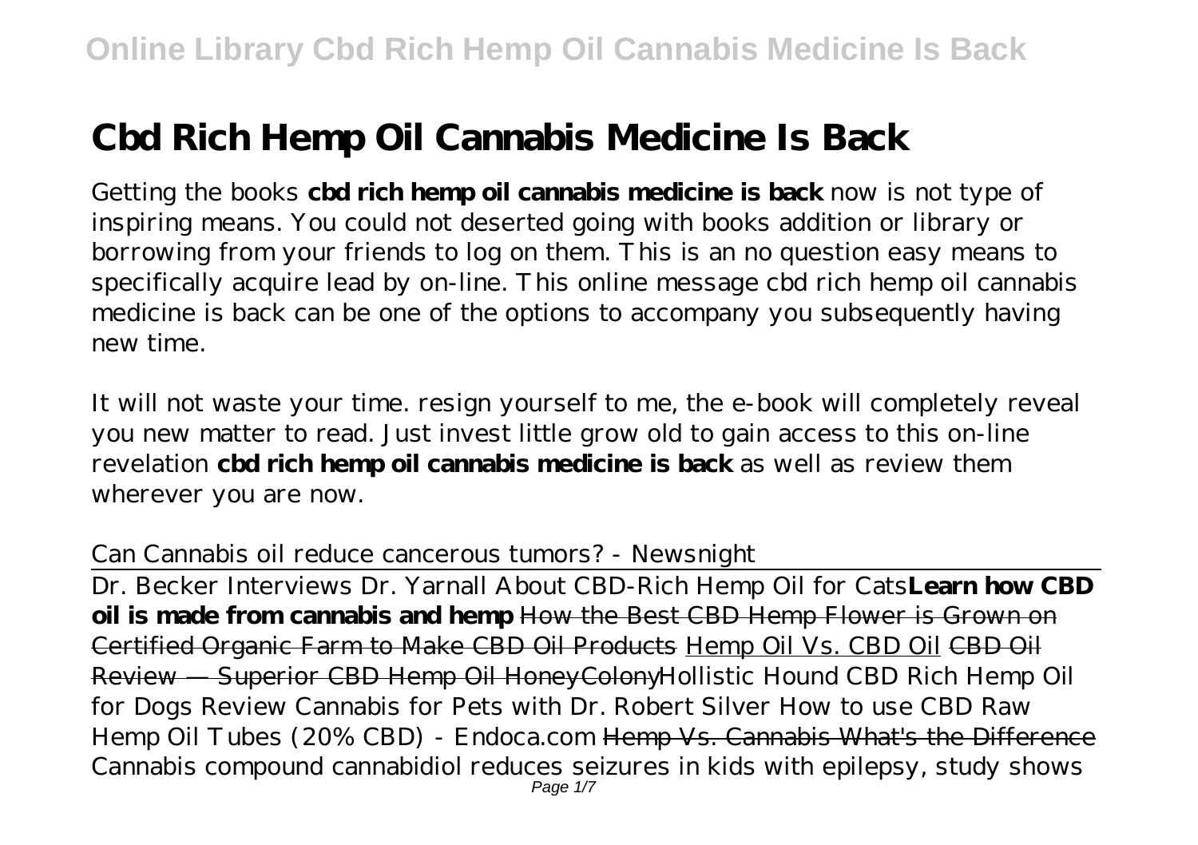# Cbd Rich Hemp Oil Cannabis Medicine Is Back

Getting the books **cbd rich hemp oil cannabis medicine is back** now is not type of inspiring means. You could not deserted going with books addition or library or borrowing from your friends to log on them. This is an no question easy means to specifically acquire lead by on-line. This online message cbd rich hemp oil cannabis medicine is back can be one of the options to accompany you subsequently having new time.

It will not waste your time. resign yourself to me, the e-book will completely reveal you new matter to read. Just invest little grow old to gain access to this on-line revelation **cbd rich hemp oil cannabis medicine is back** as well as review them wherever you are now.

*Can Cannabis oil reduce cancerous tumors? - Newsnight*

Dr. Becker Interviews Dr. Yarnall About CBD-Rich Hemp Oil for Cats **Learn how CBD oil is made from cannabis and hemp** How the Best CBD Hemp Flower is Grown on Certified Organic Farm to Make CBD Oil Products Hemp Oil Vs. CBD Oil CBD Oil Review — Superior CBD Hemp Oil HoneyColony *Hollistic Hound CBD Rich Hemp Oil for Dogs Review Cannabis for Pets with Dr. Robert Silver How to use CBD Raw Hemp Oil Tubes (20% CBD) - Endoca.com* Hemp Vs. Cannabis What's the Difference *Cannabis compound cannabidiol reduces seizures in kids with epilepsy, study shows*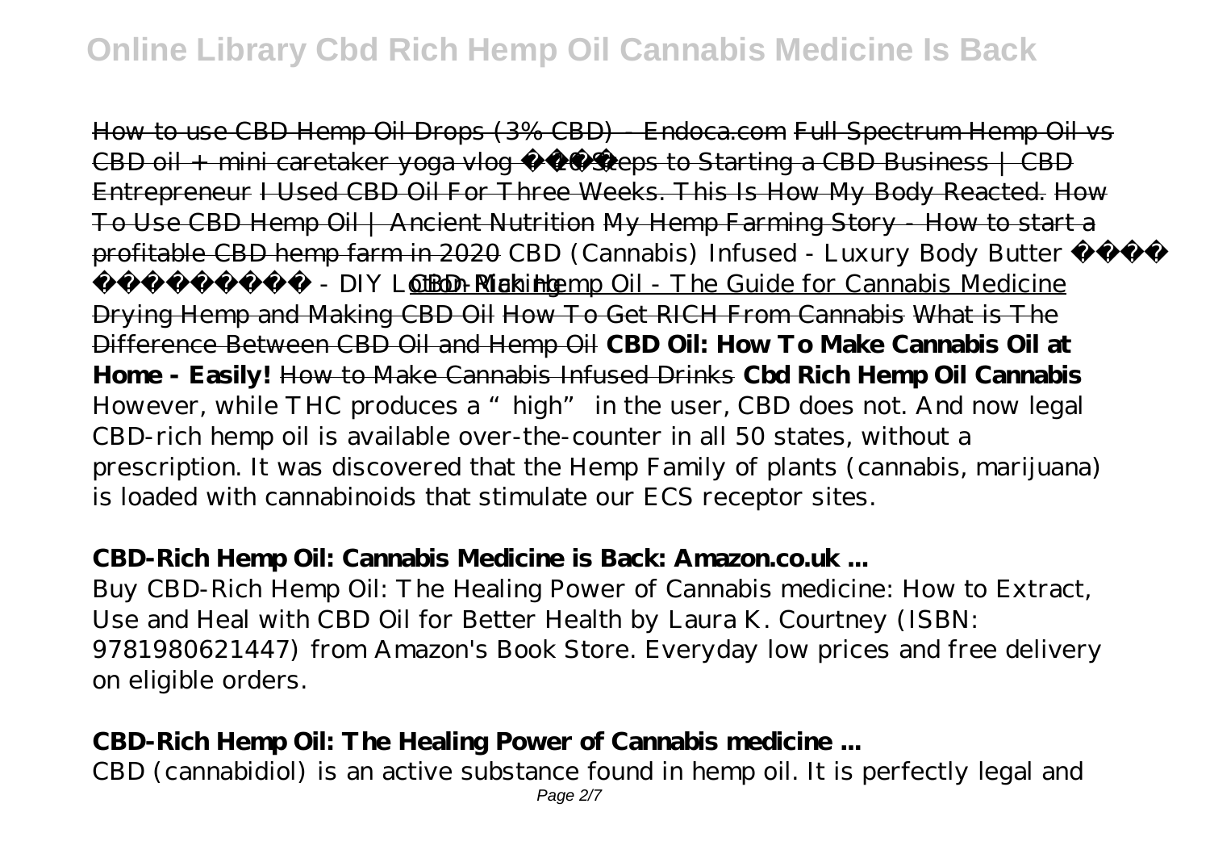How to use CBD Hemp Oil Drops (3% CBD) - Endoca.com Full Spectrum Hemp Oil vs CBD oil + mini caretaker yoga vlog 10 Steps to Starting a CBD Business | CBD Entrepreneur I Used CBD Oil For Three Weeks. This Is How My Body Reacted. How To Use CBD Hemp Oil | Ancient Nutrition My Hemp Farming Story - How to start a profitable CBD hemp farm in 2020 *CBD (Cannabis) Infused - Luxury Body Butter - DIY Lotion Making* CBD-Rich Hemp Oil - The Guide for Cannabis Medicine Drying Hemp and Making CBD Oil How To Get RICH From Cannabis What is The Difference Between CBD Oil and Hemp Oil **CBD Oil: How To Make Cannabis Oil at Home - Easily!** How to Make Cannabis Infused Drinks **Cbd Rich Hemp Oil Cannabis**

However, while THC produces a "high" in the user, CBD does not. And now legal CBD-rich hemp oil is available over-the-counter in all 50 states, without a prescription. It was discovered that the Hemp Family of plants (cannabis, marijuana) is loaded with cannabinoids that stimulate our ECS receptor sites.

## CBD-Rich Hemp Oil: Cannabis Medicine is Back: Amazon.co.uk ...

Buy CBD-Rich Hemp Oil: The Healing Power of Cannabis medicine: How to Extract, Use and Heal with CBD Oil for Better Health by Laura K. Courtney (ISBN: 9781980621447) from Amazon's Book Store. Everyday low prices and free delivery on eligible orders.

## CBD-Rich Hemp Oil: The Healing Power of Cannabis medicine ...

CBD (cannabidiol) is an active substance found in hemp oil. It is perfectly legal and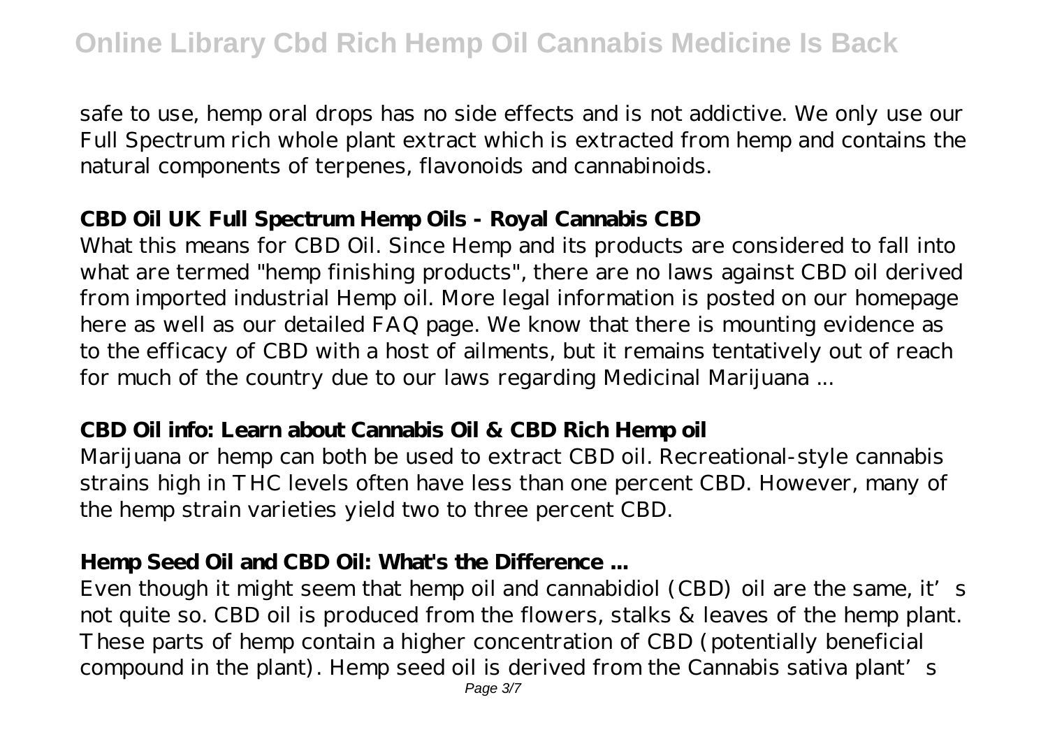safe to use, hemp oral drops has no side effects and is not addictive. We only use our Full Spectrum rich whole plant extract which is extracted from hemp and contains the natural components of terpenes, flavonoids and cannabinoids.

## CBD Oil UK Full Spectrum Hemp Oils - Royal Cannabis CBD

What this means for CBD Oil. Since Hemp and its products are considered to fall into what are termed "hemp finishing products", there are no laws against CBD oil derived from imported industrial Hemp oil. More legal information is posted on our homepage here as well as our detailed FAQ page. We know that there is mounting evidence as to the efficacy of CBD with a host of ailments, but it remains tentatively out of reach for much of the country due to our laws regarding Medicinal Marijuana ...

## CBD Oil info: Learn about Cannabis Oil & CBD Rich Hemp oil

Marijuana or hemp can both be used to extract CBD oil. Recreational-style cannabis strains high in THC levels often have less than one percent CBD. However, many of the hemp strain varieties yield two to three percent CBD.

## Hemp Seed Oil and CBD Oil: What's the Difference ...

Even though it might seem that hemp oil and cannabidiol (CBD) oil are the same, it's not quite so. CBD oil is produced from the flowers, stalks & leaves of the hemp plant. These parts of hemp contain a higher concentration of CBD (potentially beneficial compound in the plant). Hemp seed oil is derived from the Cannabis sativa plant's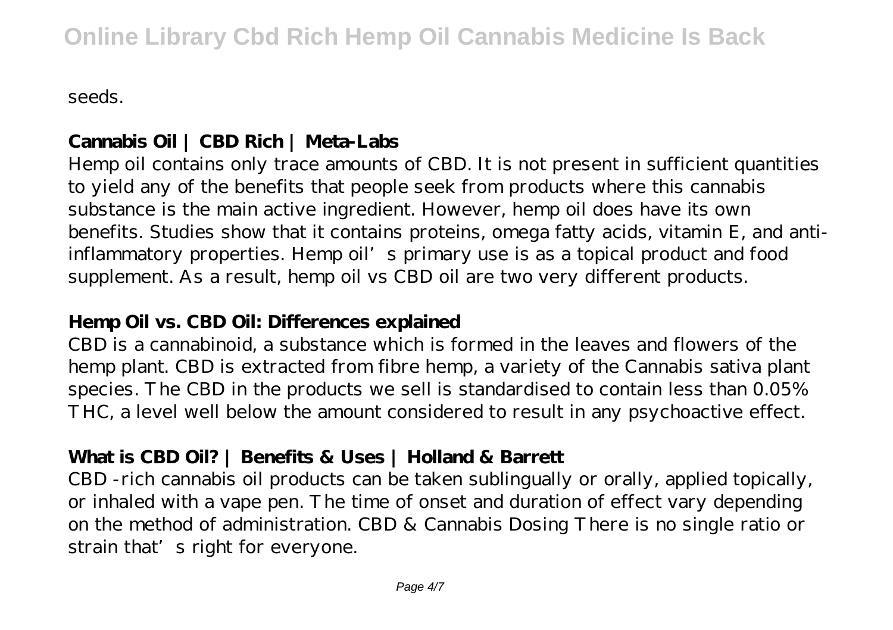seeds.

### Cannabis Oil | CBD Rich | Meta-Labs

Hemp oil contains only trace amounts of CBD. It is not present in sufficient quantities to yield any of the benefits that people seek from products where this cannabis substance is the main active ingredient. However, hemp oil does have its own benefits. Studies show that it contains proteins, omega fatty acids, vitamin E, and anti-inflammatory properties. Hemp oil's primary use is as a topical product and food supplement. As a result, hemp oil vs CBD oil are two very different products.

### Hemp Oil vs. CBD Oil: Differences explained

CBD is a cannabinoid, a substance which is formed in the leaves and flowers of the hemp plant. CBD is extracted from fibre hemp, a variety of the Cannabis sativa plant species. The CBD in the products we sell is standardised to contain less than 0.05% THC, a level well below the amount considered to result in any psychoactive effect.

### What is CBD Oil? | Benefits & Uses | Holland & Barrett

CBD-rich cannabis oil products can be taken sublingually or orally, applied topically, or inhaled with a vape pen. The time of onset and duration of effect vary depending on the method of administration. CBD & Cannabis Dosing There is no single ratio or strain that's right for everyone.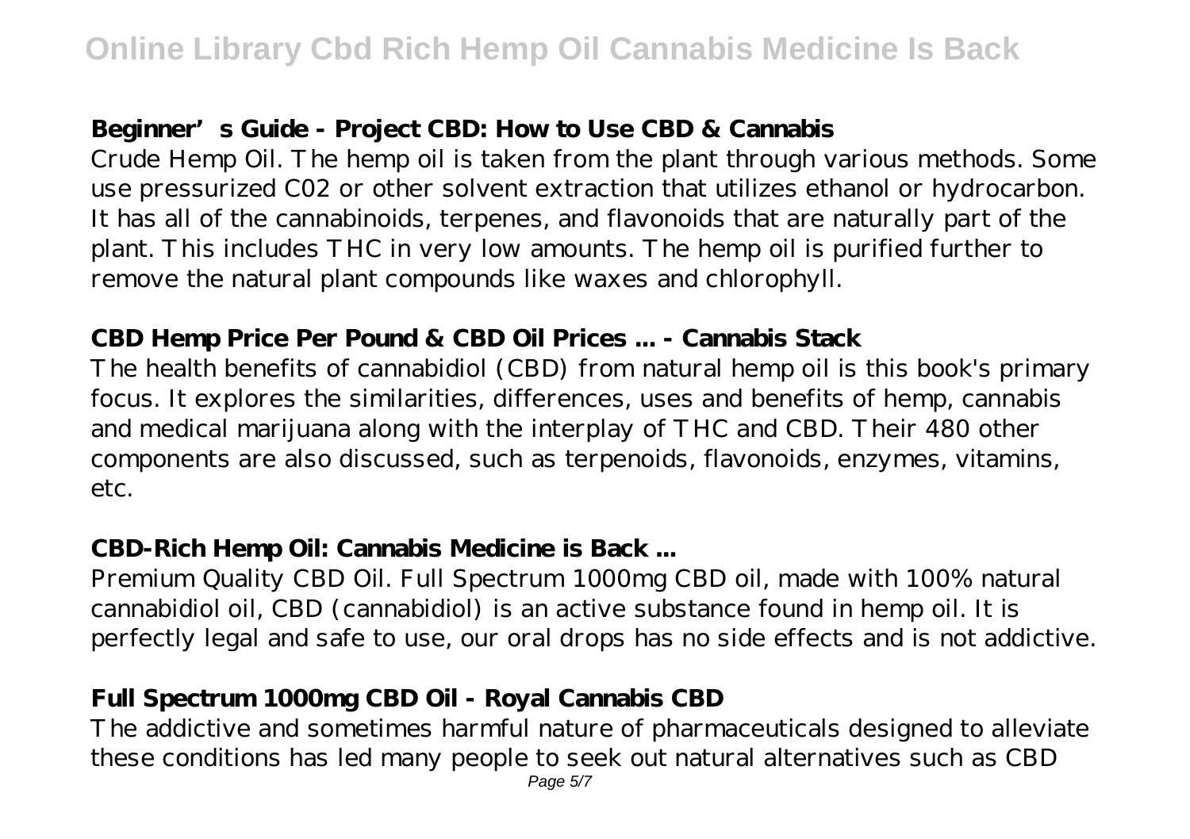### Beginner's Guide - Project CBD: How to Use CBD & Cannabis

Crude Hemp Oil. The hemp oil is taken from the plant through various methods. Some use pressurized C02 or other solvent extraction that utilizes ethanol or hydrocarbon. It has all of the cannabinoids, terpenes, and flavonoids that are naturally part of the plant. This includes THC in very low amounts. The hemp oil is purified further to remove the natural plant compounds like waxes and chlorophyll.

### CBD Hemp Price Per Pound & CBD Oil Prices ... - Cannabis Stack

The health benefits of cannabidiol (CBD) from natural hemp oil is this book's primary focus. It explores the similarities, differences, uses and benefits of hemp, cannabis and medical marijuana along with the interplay of THC and CBD. Their 480 other components are also discussed, such as terpenoids, flavonoids, enzymes, vitamins, etc.

### CBD-Rich Hemp Oil: Cannabis Medicine is Back ...

Premium Quality CBD Oil. Full Spectrum 1000mg CBD oil, made with 100% natural cannabidiol oil, CBD (cannabidiol) is an active substance found in hemp oil. It is perfectly legal and safe to use, our oral drops has no side effects and is not addictive.

### Full Spectrum 1000mg CBD Oil - Royal Cannabis CBD

The addictive and sometimes harmful nature of pharmaceuticals designed to alleviate these conditions has led many people to seek out natural alternatives such as CBD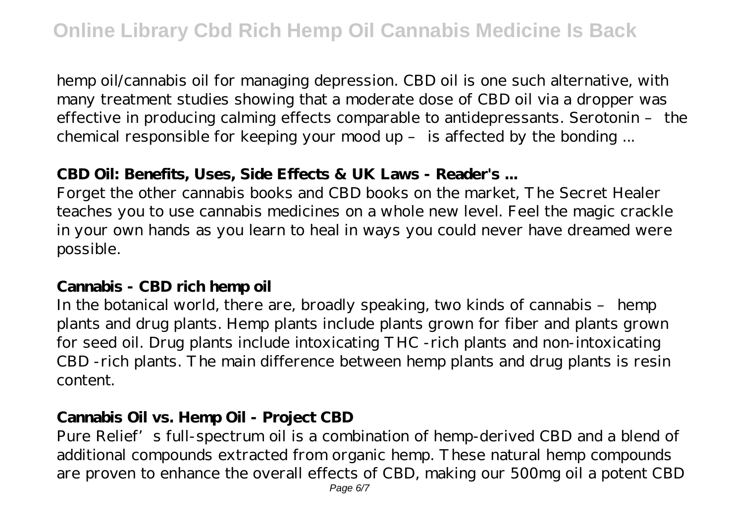hemp oil/cannabis oil for managing depression. CBD oil is one such alternative, with many treatment studies showing that a moderate dose of CBD oil via a dropper was effective in producing calming effects comparable to antidepressants. Serotonin – the chemical responsible for keeping your mood up – is affected by the bonding ...

### CBD Oil: Benefits, Uses, Side Effects & UK Laws - Reader's ...

Forget the other cannabis books and CBD books on the market, The Secret Healer teaches you to use cannabis medicines on a whole new level. Feel the magic crackle in your own hands as you learn to heal in ways you could never have dreamed were possible.

### Cannabis - CBD rich hemp oil

In the botanical world, there are, broadly speaking, two kinds of cannabis – hemp plants and drug plants. Hemp plants include plants grown for fiber and plants grown for seed oil. Drug plants include intoxicating THC -rich plants and non-intoxicating CBD -rich plants. The main difference between hemp plants and drug plants is resin content.

### Cannabis Oil vs. Hemp Oil - Project CBD

Pure Relief's full-spectrum oil is a combination of hemp-derived CBD and a blend of additional compounds extracted from organic hemp. These natural hemp compounds are proven to enhance the overall effects of CBD, making our 500mg oil a potent CBD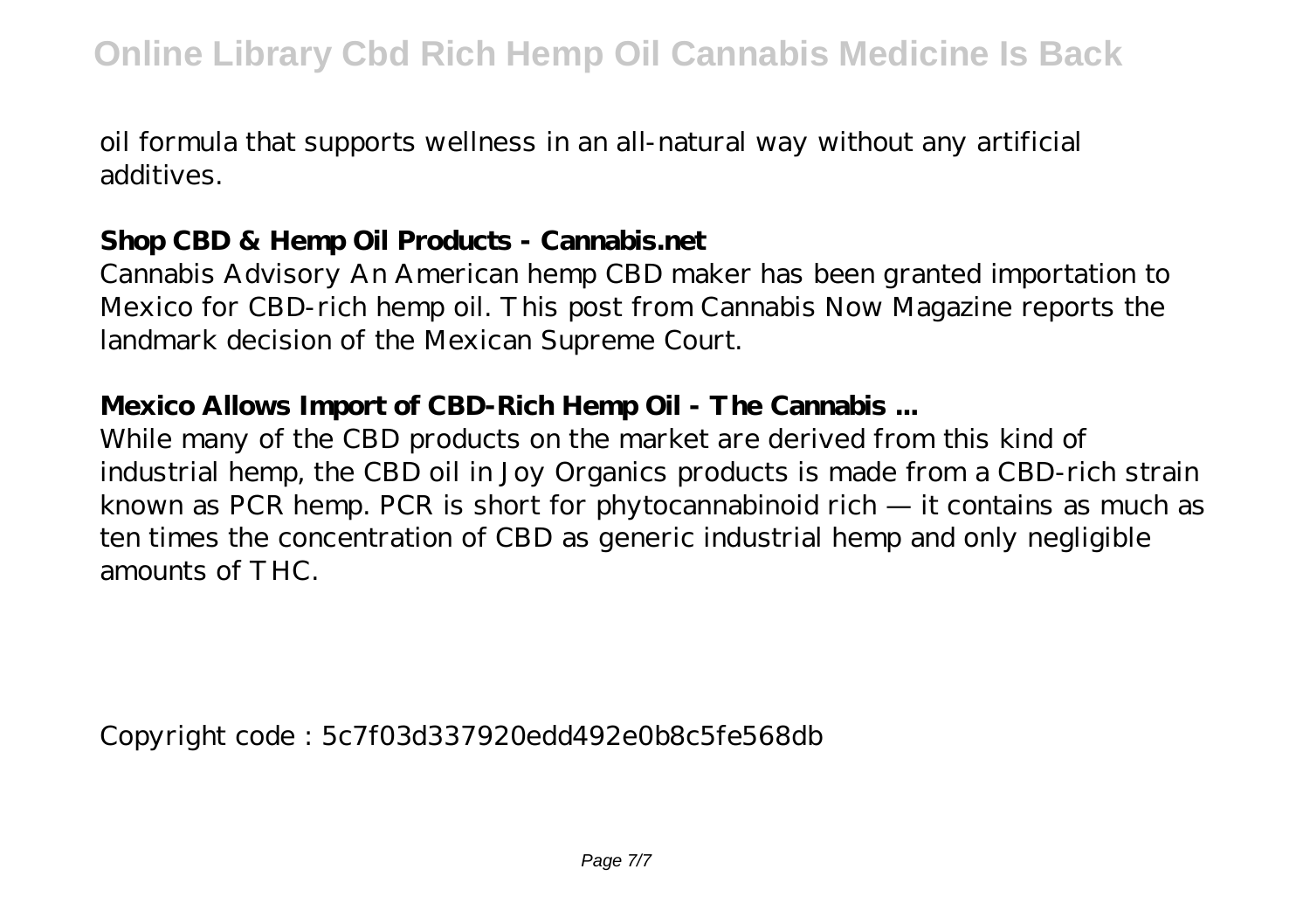oil formula that supports wellness in an all-natural way without any artificial additives.

**Shop CBD & Hemp Oil Products - Cannabis.net**

Cannabis Advisory An American hemp CBD maker has been granted importation to Mexico for CBD-rich hemp oil. This post from Cannabis Now Magazine reports the landmark decision of the Mexican Supreme Court.

**Mexico Allows Import of CBD-Rich Hemp Oil - The Cannabis ...**

While many of the CBD products on the market are derived from this kind of industrial hemp, the CBD oil in Joy Organics products is made from a CBD-rich strain known as PCR hemp. PCR is short for phytocannabinoid rich — it contains as much as ten times the concentration of CBD as generic industrial hemp and only negligible amounts of THC.

Copyright code : 5c7f03d337920edd492e0b8c5fe568db